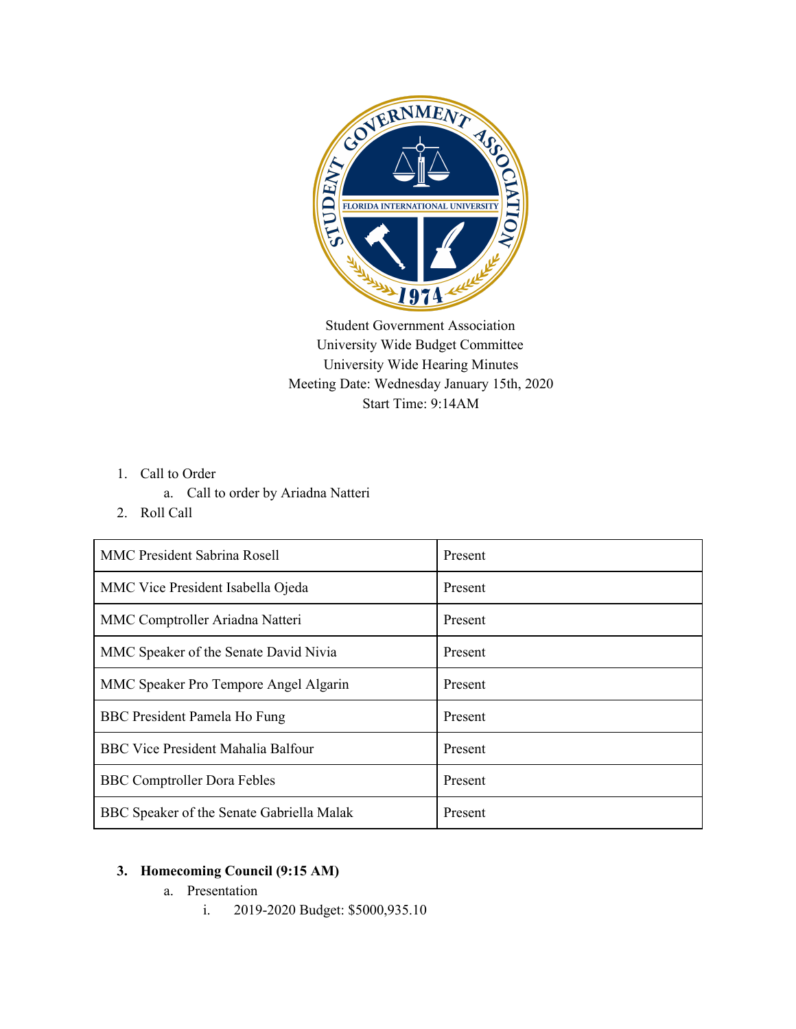Student Government Association
University Wide Budget Committee
University Wide Hearing Minutes
Meeting Date: Wednesday January 15th, 2020
Start Time: 9:14AM

1. Call to Order
   a. Call to order by Ariadna Natteri
2. Roll Call

| MMC President Sabrina Rosell | Present |
|---|---|
| MMC Vice President Isabella Ojeda | Present |
| MMC Comptroller Ariadna Natteri | Present |
| MMC Speaker of the Senate David Nivia | Present |
| MMC Speaker Pro Tempore Angel Algarin | Present |
| BBC President Pamela Ho Fung | Present |
| BBC Vice President Mahalia Balfour | Present |
| BBC Comptroller Dora Febles | Present |
| BBC Speaker of the Senate Gabriella Malak | Present |

3. **Homecoming Council (9:15 AM)**
   a. Presentation
      i. 2019-2020 Budget: $5000,935.10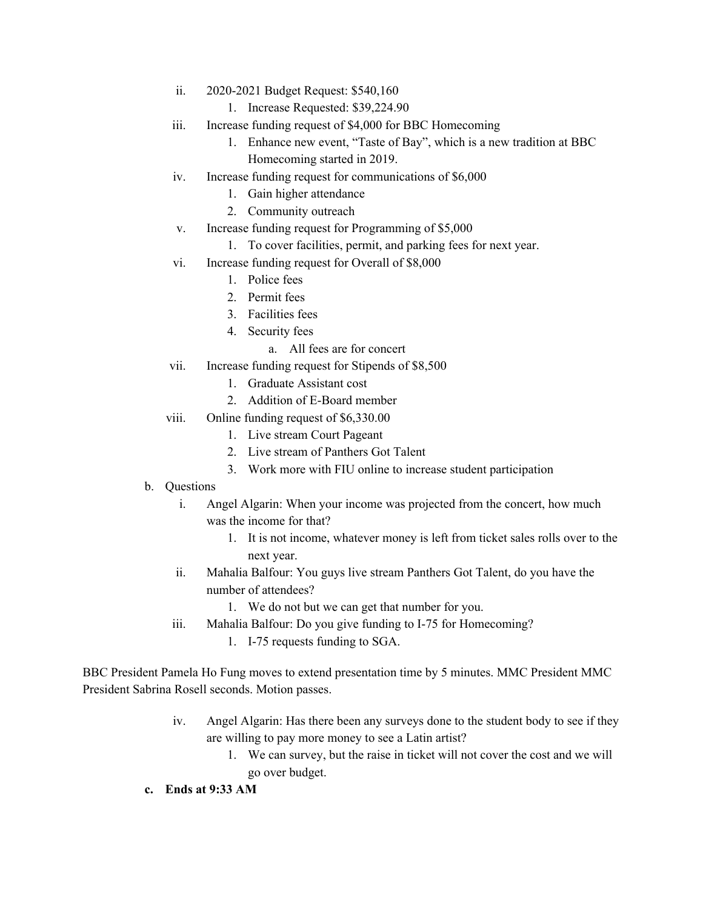ii. 2020-2021 Budget Request: $540,160
      1. Increase Requested: $39,224.90
   iii. Increase funding request of $4,000 for BBC Homecoming
      1. Enhance new event, "Taste of Bay", which is a new tradition at BBC Homecoming started in 2019.
   iv. Increase funding request for communications of $6,000
      1. Gain higher attendance
      2. Community outreach
   v. Increase funding request for Programming of $5,000
      1. To cover facilities, permit, and parking fees for next year.
   vi. Increase funding request for Overall of $8,000
      1. Police fees
      2. Permit fees
      3. Facilities fees
      4. Security fees
         a. All fees are for concert
   vii. Increase funding request for Stipends of $8,500
      1. Graduate Assistant cost
      2. Addition of E-Board member
   viii. Online funding request of $6,330.00
      1. Live stream Court Pageant
      2. Live stream of Panthers Got Talent
      3. Work more with FIU online to increase student participation

b. Questions
   i. Angel Algarin: When your income was projected from the concert, how much was the income for that?
      1. It is not income, whatever money is left from ticket sales rolls over to the next year.
   ii. Mahalia Balfour: You guys live stream Panthers Got Talent, do you have the number of attendees?
      1. We do not but we can get that number for you.
   iii. Mahalia Balfour: Do you give funding to I-75 for Homecoming?
      1. I-75 requests funding to SGA.

BBC President Pamela Ho Fung moves to extend presentation time by 5 minutes. MMC President MMC President Sabrina Rosell seconds. Motion passes.

   iv. Angel Algarin: Has there been any surveys done to the student body to see if they are willing to pay more money to see a Latin artist?
      1. We can survey, but the raise in ticket will not cover the cost and we will go over budget.

**c. Ends at 9:33 AM**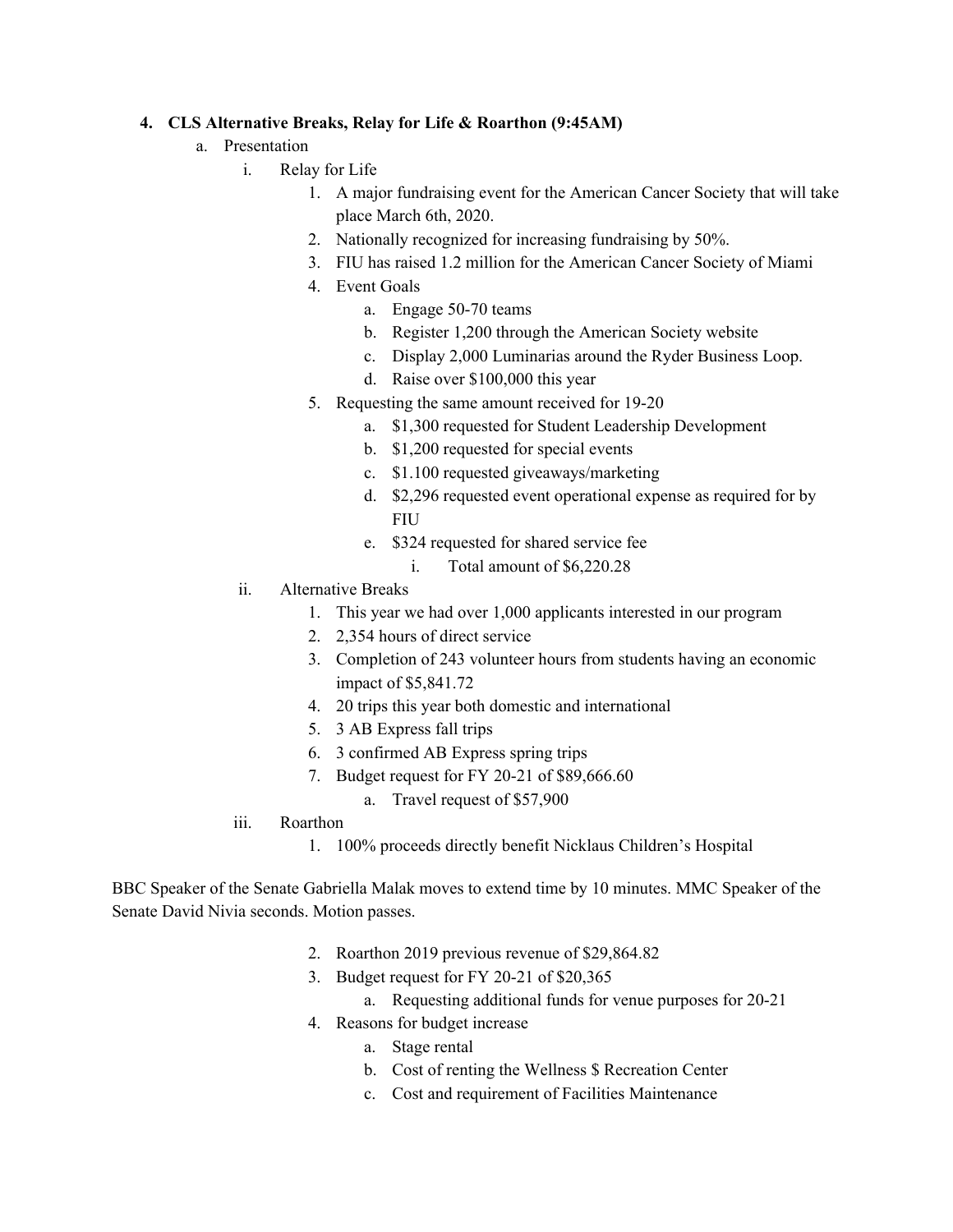4. **CLS Alternative Breaks, Relay for Life & Roarthon (9:45AM)**
    a. Presentation
        i. Relay for Life
            1. A major fundraising event for the American Cancer Society that will take place March 6th, 2020.
            2. Nationally recognized for increasing fundraising by 50%.
            3. FIU has raised 1.2 million for the American Cancer Society of Miami
            4. Event Goals
                a. Engage 50-70 teams
                b. Register 1,200 through the American Society website
                c. Display 2,000 Luminarias around the Ryder Business Loop.
                d. Raise over $100,000 this year
            5. Requesting the same amount received for 19-20
                a. $1,300 requested for Student Leadership Development
                b. $1,200 requested for special events
                c. $1.100 requested giveaways/marketing
                d. $2,296 requested event operational expense as required for by FIU
                e. $324 requested for shared service fee
                    i. Total amount of $6,220.28
        ii. Alternative Breaks
            1. This year we had over 1,000 applicants interested in our program
            2. 2,354 hours of direct service
            3. Completion of 243 volunteer hours from students having an economic impact of $5,841.72
            4. 20 trips this year both domestic and international
            5. 3 AB Express fall trips
            6. 3 confirmed AB Express spring trips
            7. Budget request for FY 20-21 of $89,666.60
                a. Travel request of $57,900
        iii. Roarthon
            1. 100% proceeds directly benefit Nicklaus Children's Hospital

BBC Speaker of the Senate Gabriella Malak moves to extend time by 10 minutes. MMC Speaker of the Senate David Nivia seconds. Motion passes.

            2. Roarthon 2019 previous revenue of $29,864.82
            3. Budget request for FY 20-21 of $20,365
                a. Requesting additional funds for venue purposes for 20-21
            4. Reasons for budget increase
                a. Stage rental
                b. Cost of renting the Wellness $ Recreation Center
                c. Cost and requirement of Facilities Maintenance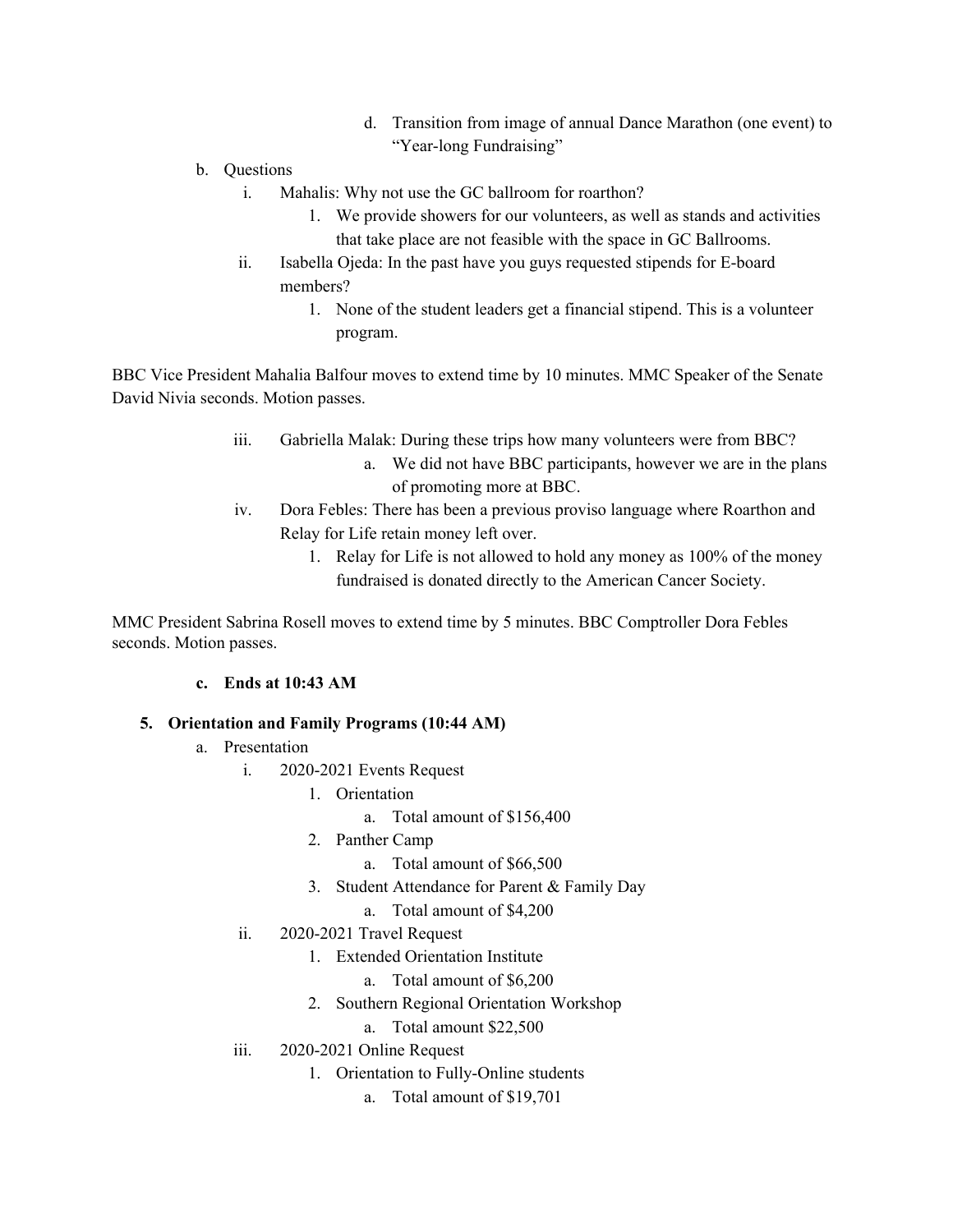d. Transition from image of annual Dance Marathon (one event) to "Year-long Fundraising"

b. Questions
   i. Mahalis: Why not use the GC ballroom for roarthon?
      1. We provide showers for our volunteers, as well as stands and activities that take place are not feasible with the space in GC Ballrooms.
   ii. Isabella Ojeda: In the past have you guys requested stipends for E-board members?
      1. None of the student leaders get a financial stipend. This is a volunteer program.

BBC Vice President Mahalia Balfour moves to extend time by 10 minutes. MMC Speaker of the Senate David Nivia seconds. Motion passes.

   iii. Gabriella Malak: During these trips how many volunteers were from BBC?
      a. We did not have BBC participants, however we are in the plans of promoting more at BBC.
   iv. Dora Febles: There has been a previous proviso language where Roarthon and Relay for Life retain money left over.
      1. Relay for Life is not allowed to hold any money as 100% of the money fundraised is donated directly to the American Cancer Society.

MMC President Sabrina Rosell moves to extend time by 5 minutes. BBC Comptroller Dora Febles seconds. Motion passes.

**c. Ends at 10:43 AM**

**5. Orientation and Family Programs (10:44 AM)**

a. Presentation
   i. 2020-2021 Events Request
      1. Orientation
         a. Total amount of $156,400
      2. Panther Camp
         a. Total amount of $66,500
      3. Student Attendance for Parent & Family Day
         a. Total amount of $4,200
   ii. 2020-2021 Travel Request
      1. Extended Orientation Institute
         a. Total amount of $6,200
      2. Southern Regional Orientation Workshop
         a. Total amount $22,500
   iii. 2020-2021 Online Request
      1. Orientation to Fully-Online students
         a. Total amount of $19,701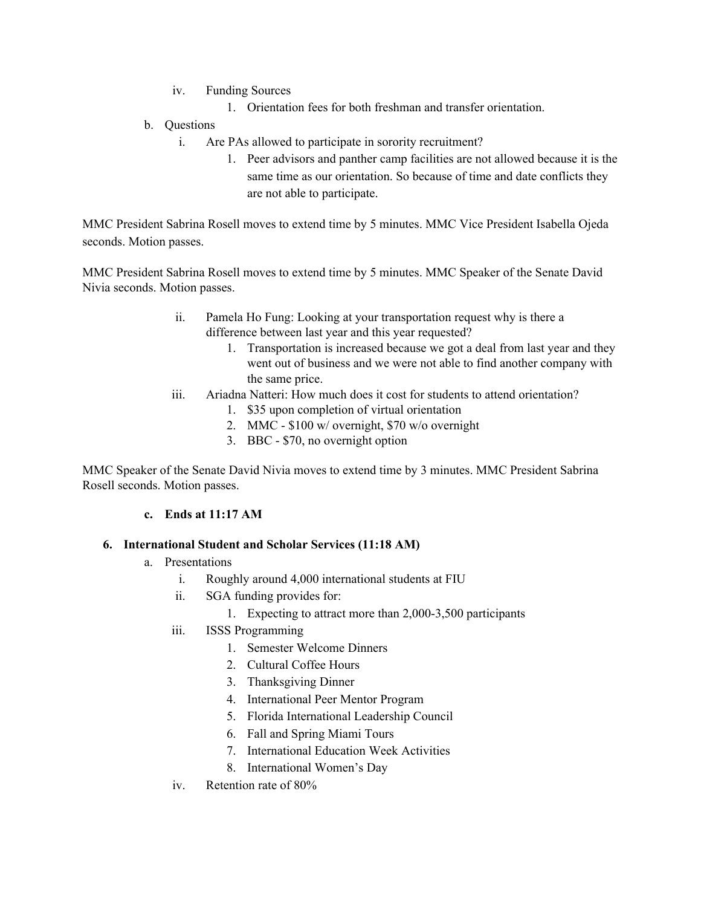iv. Funding Sources
      1. Orientation fees for both freshman and transfer orientation.

b. Questions
   i. Are PAs allowed to participate in sorority recruitment?
      1. Peer advisors and panther camp facilities are not allowed because it is the same time as our orientation. So because of time and date conflicts they are not able to participate.

MMC President Sabrina Rosell moves to extend time by 5 minutes. MMC Vice President Isabella Ojeda seconds. Motion passes.

MMC President Sabrina Rosell moves to extend time by 5 minutes. MMC Speaker of the Senate David Nivia seconds. Motion passes.

   ii. Pamela Ho Fung: Looking at your transportation request why is there a difference between last year and this year requested?
      1. Transportation is increased because we got a deal from last year and they went out of business and we were not able to find another company with the same price.
   iii. Ariadna Natteri: How much does it cost for students to attend orientation?
      1. $35 upon completion of virtual orientation
      2. MMC - $100 w/ overnight, $70 w/o overnight
      3. BBC - $70, no overnight option

MMC Speaker of the Senate David Nivia moves to extend time by 3 minutes. MMC President Sabrina Rosell seconds. Motion passes.

**c. Ends at 11:17 AM**

**6. International Student and Scholar Services (11:18 AM)**

a. Presentations
   i. Roughly around 4,000 international students at FIU
   ii. SGA funding provides for:
      1. Expecting to attract more than 2,000-3,500 participants
   iii. ISSS Programming
      1. Semester Welcome Dinners
      2. Cultural Coffee Hours
      3. Thanksgiving Dinner
      4. International Peer Mentor Program
      5. Florida International Leadership Council
      6. Fall and Spring Miami Tours
      7. International Education Week Activities
      8. International Women's Day
   iv. Retention rate of 80%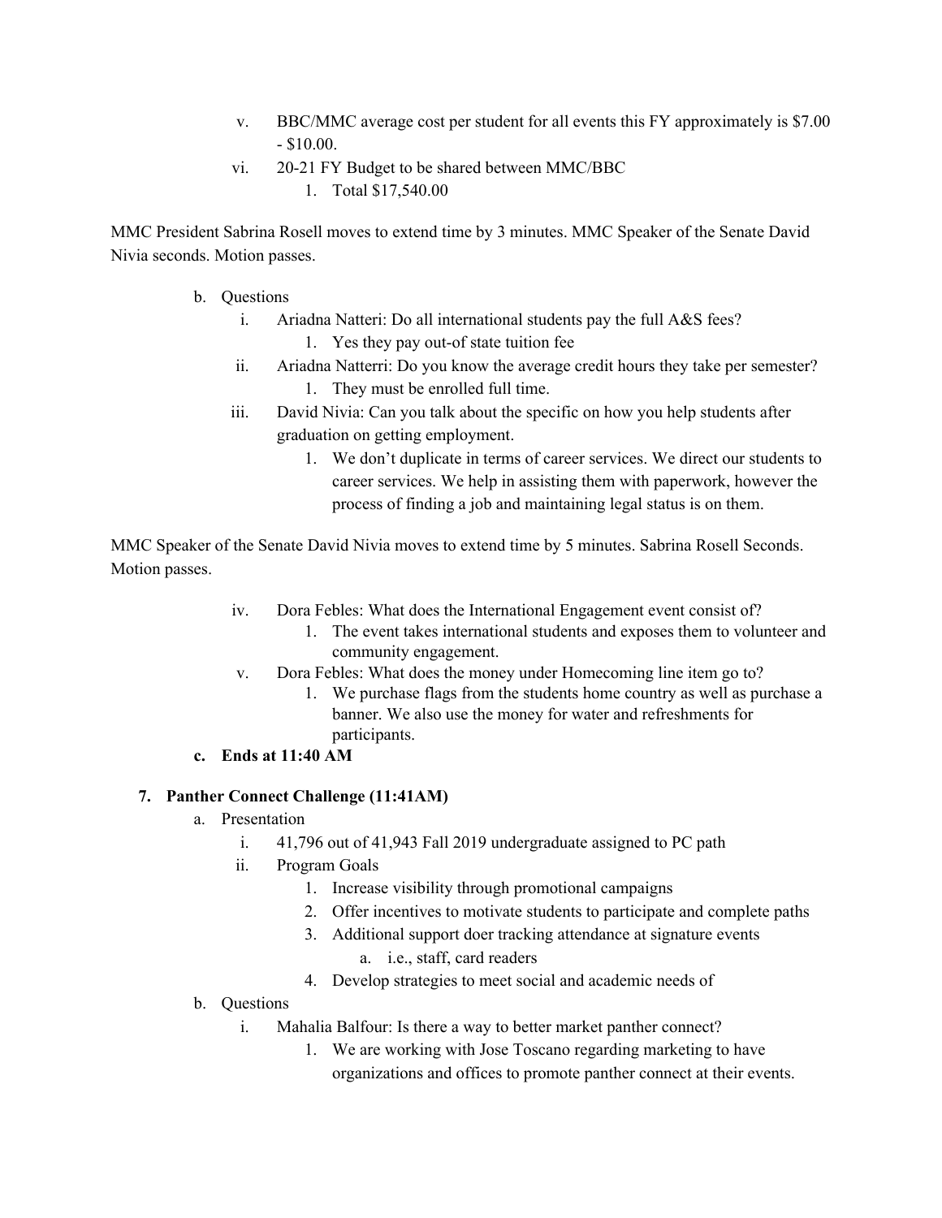v. BBC/MMC average cost per student for all events this FY approximately is $7.00 - $10.00.

vi. 20-21 FY Budget to be shared between MMC/BBC

1. Total $17,540.00

MMC President Sabrina Rosell moves to extend time by 3 minutes. MMC Speaker of the Senate David Nivia seconds. Motion passes.

b. Questions

i. Ariadna Natteri: Do all international students pay the full A&S fees?

1. Yes they pay out-of state tuition fee

ii. Ariadna Natterri: Do you know the average credit hours they take per semester?

1. They must be enrolled full time.

iii. David Nivia: Can you talk about the specific on how you help students after graduation on getting employment.

1. We don't duplicate in terms of career services. We direct our students to career services. We help in assisting them with paperwork, however the process of finding a job and maintaining legal status is on them.

MMC Speaker of the Senate David Nivia moves to extend time by 5 minutes. Sabrina Rosell Seconds. Motion passes.

iv. Dora Febles: What does the International Engagement event consist of?

1. The event takes international students and exposes them to volunteer and community engagement.

v. Dora Febles: What does the money under Homecoming line item go to?

1. We purchase flags from the students home country as well as purchase a banner. We also use the money for water and refreshments for participants.

**c. Ends at 11:40 AM**

**7. Panther Connect Challenge (11:41AM)**

a. Presentation

i. 41,796 out of 41,943 Fall 2019 undergraduate assigned to PC path

ii. Program Goals

1. Increase visibility through promotional campaigns
2. Offer incentives to motivate students to participate and complete paths
3. Additional support doer tracking attendance at signature events
   a. i.e., staff, card readers
4. Develop strategies to meet social and academic needs of

b. Questions

i. Mahalia Balfour: Is there a way to better market panther connect?

1. We are working with Jose Toscano regarding marketing to have organizations and offices to promote panther connect at their events.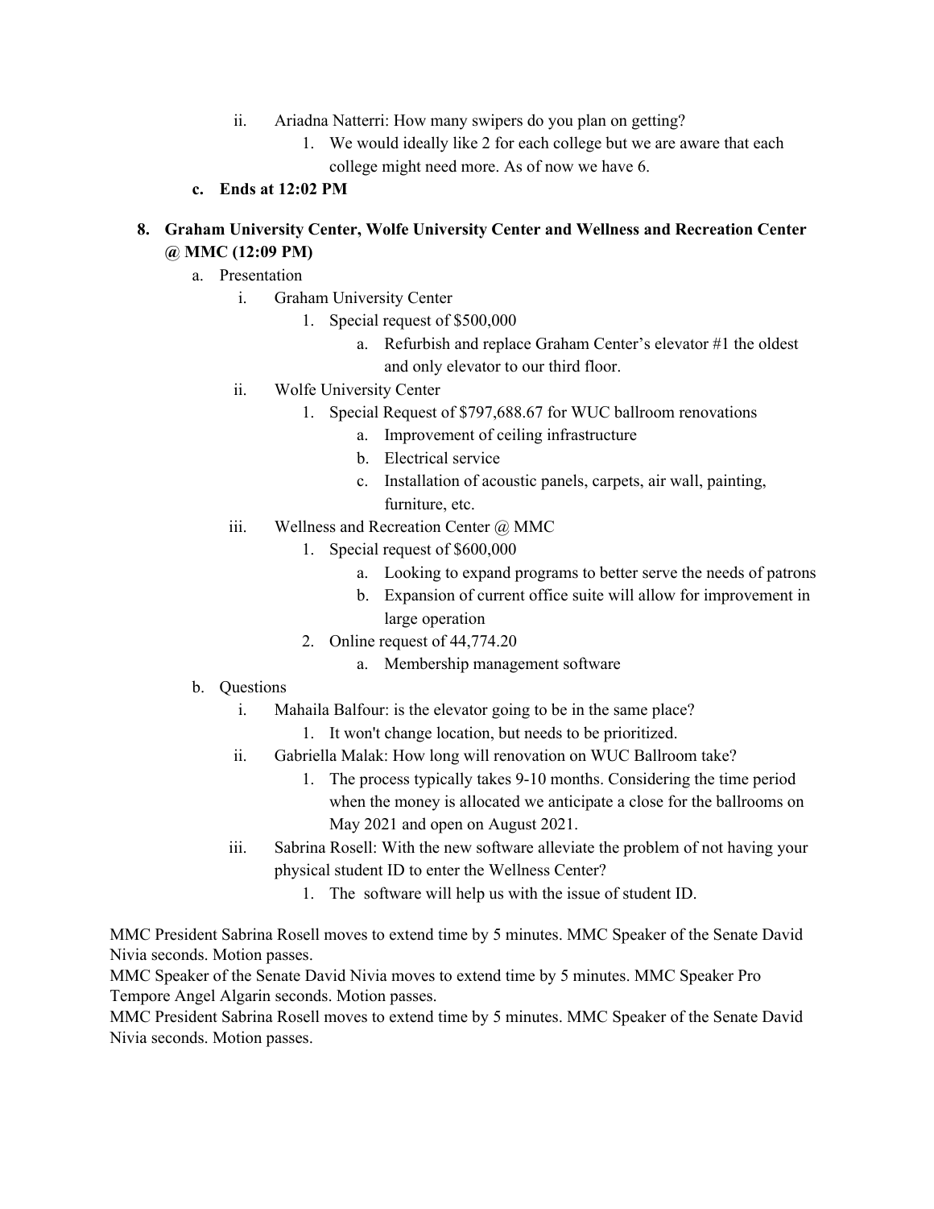- ii. Ariadna Natterri: How many swipers do you plan on getting?
     1. We would ideally like 2 for each college but we are aware that each college might need more. As of now we have 6.

   **c. Ends at 12:02 PM**

**8. Graham University Center, Wolfe University Center and Wellness and Recreation Center @ MMC (12:09 PM)**

   a. Presentation
   - i. Graham University Center
     1. Special request of $500,000
        - a. Refurbish and replace Graham Center's elevator #1 the oldest and only elevator to our third floor.
   - ii. Wolfe University Center
     1. Special Request of $797,688.67 for WUC ballroom renovations
        - a. Improvement of ceiling infrastructure
        - b. Electrical service
        - c. Installation of acoustic panels, carpets, air wall, painting, furniture, etc.
   - iii. Wellness and Recreation Center @ MMC
     1. Special request of $600,000
        - a. Looking to expand programs to better serve the needs of patrons
        - b. Expansion of current office suite will allow for improvement in large operation
     2. Online request of 44,774.20
        - a. Membership management software

   b. Questions
   - i. Mahaila Balfour: is the elevator going to be in the same place?
     1. It won't change location, but needs to be prioritized.
   - ii. Gabriella Malak: How long will renovation on WUC Ballroom take?
     1. The process typically takes 9-10 months. Considering the time period when the money is allocated we anticipate a close for the ballrooms on May 2021 and open on August 2021.
   - iii. Sabrina Rosell: With the new software alleviate the problem of not having your physical student ID to enter the Wellness Center?
     1. The software will help us with the issue of student ID.

MMC President Sabrina Rosell moves to extend time by 5 minutes. MMC Speaker of the Senate David Nivia seconds. Motion passes.
MMC Speaker of the Senate David Nivia moves to extend time by 5 minutes. MMC Speaker Pro Tempore Angel Algarin seconds. Motion passes.
MMC President Sabrina Rosell moves to extend time by 5 minutes. MMC Speaker of the Senate David Nivia seconds. Motion passes.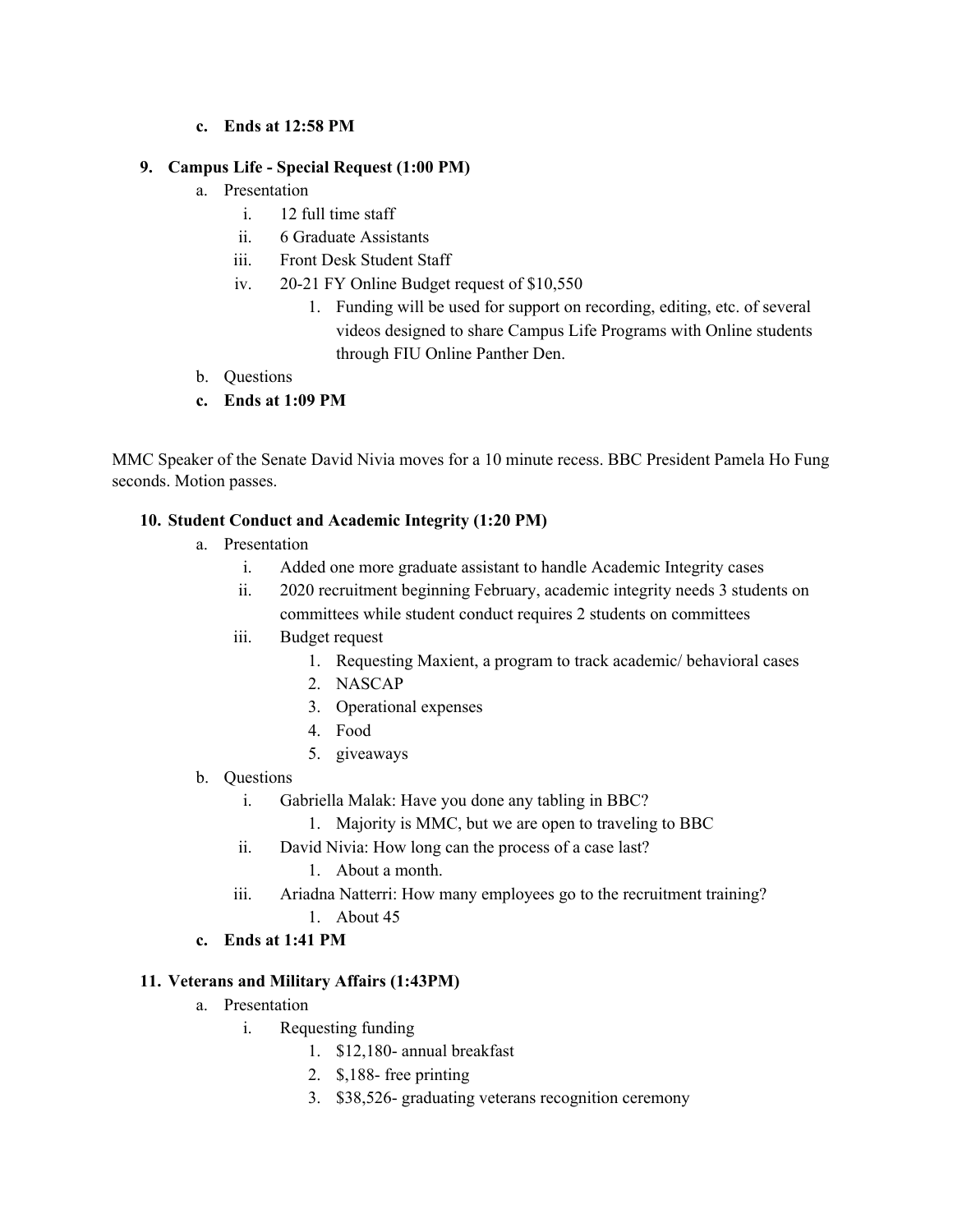c. **Ends at 12:58 PM**

9. **Campus Life - Special Request (1:00 PM)**
   a. Presentation
      i. 12 full time staff
      ii. 6 Graduate Assistants
      iii. Front Desk Student Staff
      iv. 20-21 FY Online Budget request of $10,550
         1. Funding will be used for support on recording, editing, etc. of several videos designed to share Campus Life Programs with Online students through FIU Online Panther Den.
   b. Questions
   c. **Ends at 1:09 PM**

MMC Speaker of the Senate David Nivia moves for a 10 minute recess. BBC President Pamela Ho Fung seconds. Motion passes.

10. **Student Conduct and Academic Integrity (1:20 PM)**
    a. Presentation
       i. Added one more graduate assistant to handle Academic Integrity cases
       ii. 2020 recruitment beginning February, academic integrity needs 3 students on committees while student conduct requires 2 students on committees
       iii. Budget request
          1. Requesting Maxient, a program to track academic/ behavioral cases
          2. NASCAP
          3. Operational expenses
          4. Food
          5. giveaways
    b. Questions
       i. Gabriella Malak: Have you done any tabling in BBC?
          1. Majority is MMC, but we are open to traveling to BBC
       ii. David Nivia: How long can the process of a case last?
          1. About a month.
       iii. Ariadna Natterri: How many employees go to the recruitment training?
          1. About 45
    c. **Ends at 1:41 PM**

11. **Veterans and Military Affairs (1:43PM)**
    a. Presentation
       i. Requesting funding
          1. $12,180- annual breakfast
          2. $,188- free printing
          3. $38,526- graduating veterans recognition ceremony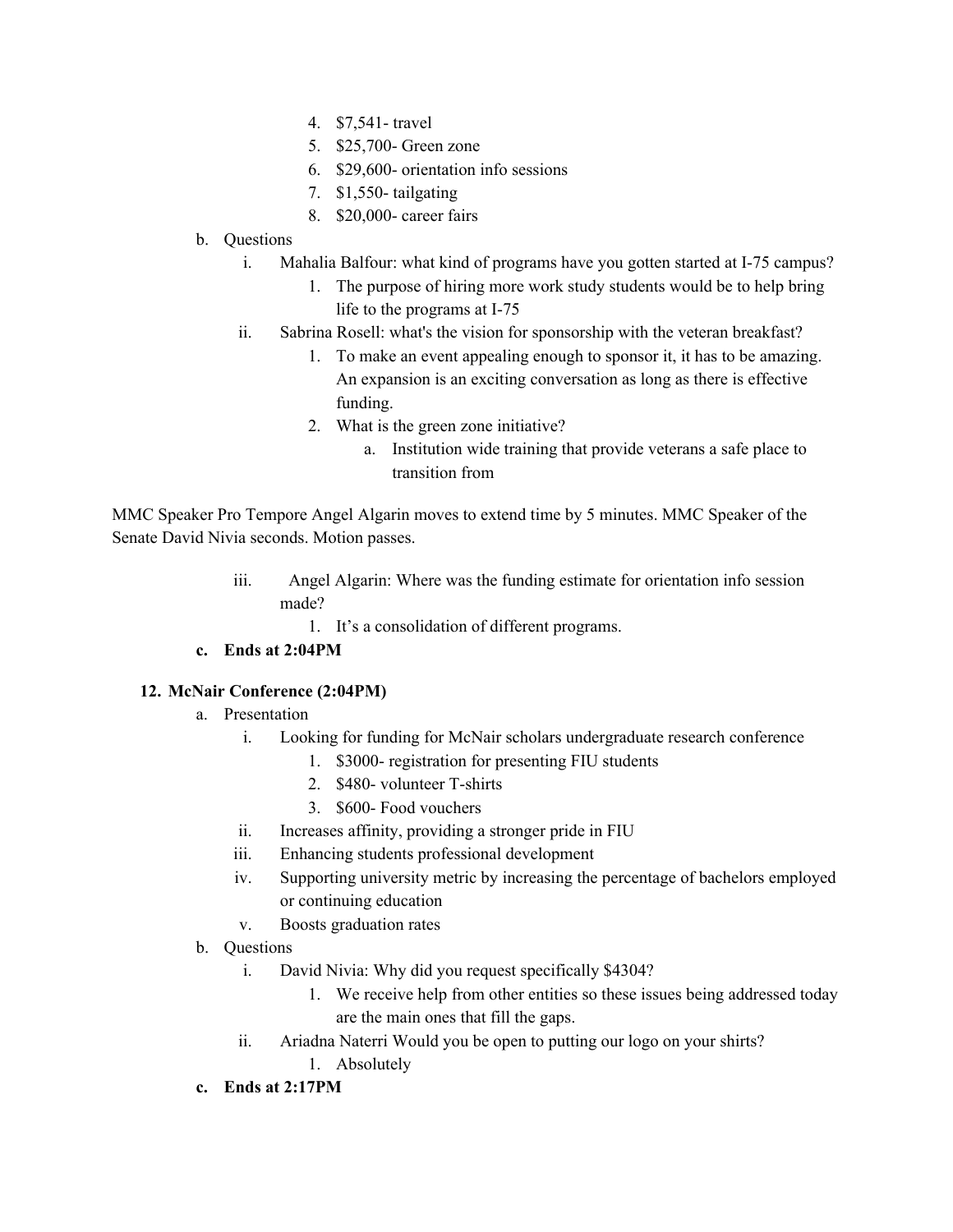4. $7,541- travel
5. $25,700- Green zone
6. $29,600- orientation info sessions
7. $1,550- tailgating
8. $20,000- career fairs

b. Questions
   i. Mahalia Balfour: what kind of programs have you gotten started at I-75 campus?
      1. The purpose of hiring more work study students would be to help bring life to the programs at I-75
   ii. Sabrina Rosell: what's the vision for sponsorship with the veteran breakfast?
      1. To make an event appealing enough to sponsor it, it has to be amazing. An expansion is an exciting conversation as long as there is effective funding.
      2. What is the green zone initiative?
         a. Institution wide training that provide veterans a safe place to transition from

MMC Speaker Pro Tempore Angel Algarin moves to extend time by 5 minutes. MMC Speaker of the Senate David Nivia seconds. Motion passes.

   iii. Angel Algarin: Where was the funding estimate for orientation info session made?
      1. It's a consolidation of different programs.

**c. Ends at 2:04PM**

**12. McNair Conference (2:04PM)**

a. Presentation
   i. Looking for funding for McNair scholars undergraduate research conference
      1. $3000- registration for presenting FIU students
      2. $480- volunteer T-shirts
      3. $600- Food vouchers
   ii. Increases affinity, providing a stronger pride in FIU
   iii. Enhancing students professional development
   iv. Supporting university metric by increasing the percentage of bachelors employed or continuing education
   v. Boosts graduation rates

b. Questions
   i. David Nivia: Why did you request specifically $4304?
      1. We receive help from other entities so these issues being addressed today are the main ones that fill the gaps.
   ii. Ariadna Naterri Would you be open to putting our logo on your shirts?
      1. Absolutely

**c. Ends at 2:17PM**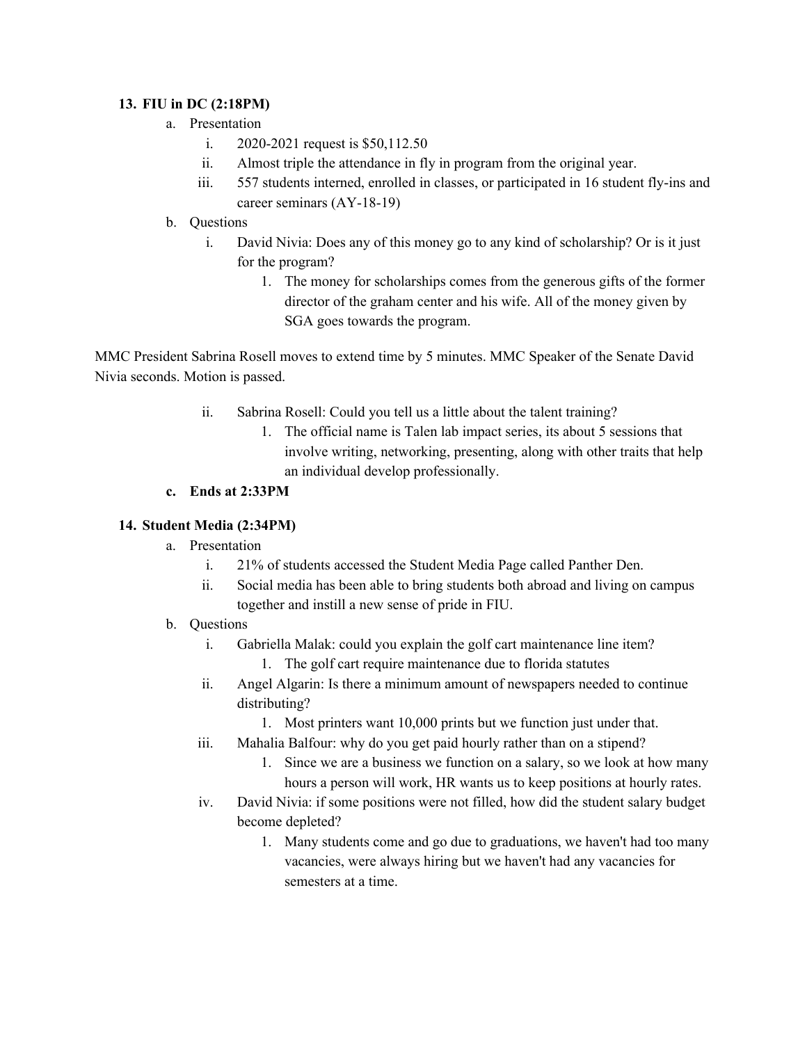**13. FIU in DC (2:18PM)**

a. Presentation
   i. 2020-2021 request is $50,112.50
   ii. Almost triple the attendance in fly in program from the original year.
   iii. 557 students interned, enrolled in classes, or participated in 16 student fly-ins and career seminars (AY-18-19)

b. Questions
   i. David Nivia: Does any of this money go to any kind of scholarship? Or is it just for the program?
      1. The money for scholarships comes from the generous gifts of the former director of the graham center and his wife. All of the money given by SGA goes towards the program.

MMC President Sabrina Rosell moves to extend time by 5 minutes. MMC Speaker of the Senate David Nivia seconds. Motion is passed.

   ii. Sabrina Rosell: Could you tell us a little about the talent training?
      1. The official name is Talen lab impact series, its about 5 sessions that involve writing, networking, presenting, along with other traits that help an individual develop professionally.

**c. Ends at 2:33PM**

**14. Student Media (2:34PM)**

a. Presentation
   i. 21% of students accessed the Student Media Page called Panther Den.
   ii. Social media has been able to bring students both abroad and living on campus together and instill a new sense of pride in FIU.

b. Questions
   i. Gabriella Malak: could you explain the golf cart maintenance line item?
      1. The golf cart require maintenance due to florida statutes
   ii. Angel Algarin: Is there a minimum amount of newspapers needed to continue distributing?
      1. Most printers want 10,000 prints but we function just under that.
   iii. Mahalia Balfour: why do you get paid hourly rather than on a stipend?
      1. Since we are a business we function on a salary, so we look at how many hours a person will work, HR wants us to keep positions at hourly rates.
   iv. David Nivia: if some positions were not filled, how did the student salary budget become depleted?
      1. Many students come and go due to graduations, we haven't had too many vacancies, were always hiring but we haven't had any vacancies for semesters at a time.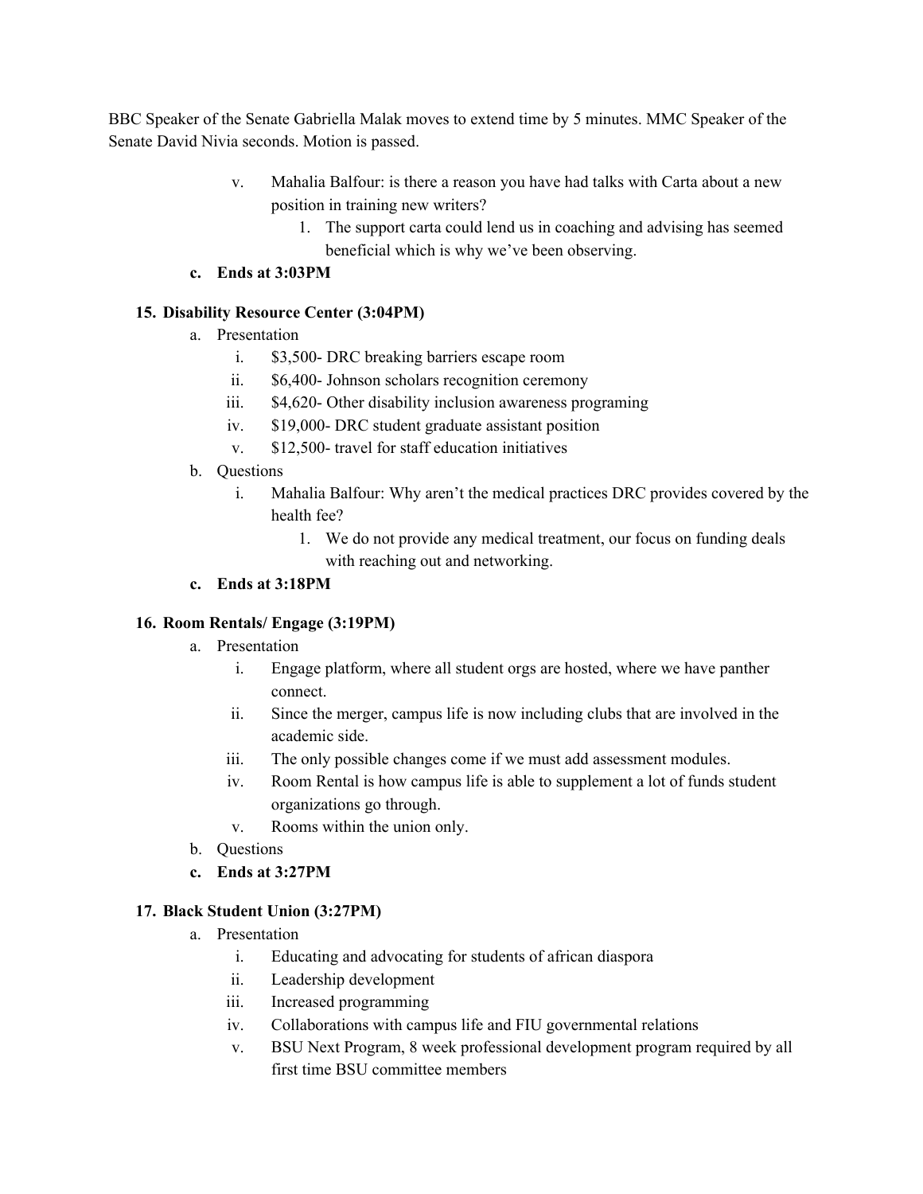BBC Speaker of the Senate Gabriella Malak moves to extend time by 5 minutes. MMC Speaker of the Senate David Nivia seconds. Motion is passed.

- v. Mahalia Balfour: is there a reason you have had talks with Carta about a new position in training new writers?
  1. The support carta could lend us in coaching and advising has seemed beneficial which is why we've been observing.

**c. Ends at 3:03PM**

**15. Disability Resource Center (3:04PM)**

- a. Presentation
  - i. $3,500- DRC breaking barriers escape room
  - ii. $6,400- Johnson scholars recognition ceremony
  - iii. $4,620- Other disability inclusion awareness programing
  - iv. $19,000- DRC student graduate assistant position
  - v. $12,500- travel for staff education initiatives
- b. Questions
  - i. Mahalia Balfour: Why aren't the medical practices DRC provides covered by the health fee?
    1. We do not provide any medical treatment, our focus on funding deals with reaching out and networking.
- **c. Ends at 3:18PM**

**16. Room Rentals/ Engage (3:19PM)**

- a. Presentation
  - i. Engage platform, where all student orgs are hosted, where we have panther connect.
  - ii. Since the merger, campus life is now including clubs that are involved in the academic side.
  - iii. The only possible changes come if we must add assessment modules.
  - iv. Room Rental is how campus life is able to supplement a lot of funds student organizations go through.
  - v. Rooms within the union only.
- b. Questions
- **c. Ends at 3:27PM**

**17. Black Student Union (3:27PM)**

- a. Presentation
  - i. Educating and advocating for students of african diaspora
  - ii. Leadership development
  - iii. Increased programming
  - iv. Collaborations with campus life and FIU governmental relations
  - v. BSU Next Program, 8 week professional development program required by all first time BSU committee members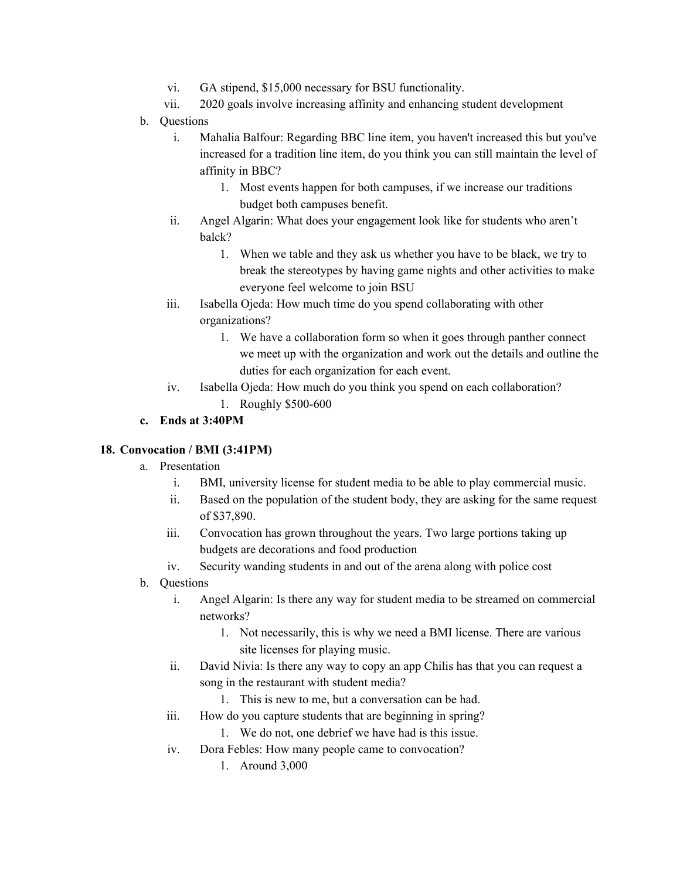vi. GA stipend, $15,000 necessary for BSU functionality.

vii. 2020 goals involve increasing affinity and enhancing student development

b. Questions

   i. Mahalia Balfour: Regarding BBC line item, you haven't increased this but you've increased for a tradition line item, do you think you can still maintain the level of affinity in BBC?

      1. Most events happen for both campuses, if we increase our traditions budget both campuses benefit.

   ii. Angel Algarin: What does your engagement look like for students who aren't balck?

      1. When we table and they ask us whether you have to be black, we try to break the stereotypes by having game nights and other activities to make everyone feel welcome to join BSU

   iii. Isabella Ojeda: How much time do you spend collaborating with other organizations?

      1. We have a collaboration form so when it goes through panther connect we meet up with the organization and work out the details and outline the duties for each organization for each event.

   iv. Isabella Ojeda: How much do you think you spend on each collaboration?

      1. Roughly $500-600

**c. Ends at 3:40PM**

## 18. Convocation / BMI (3:41PM)

a. Presentation

   i. BMI, university license for student media to be able to play commercial music.

   ii. Based on the population of the student body, they are asking for the same request of $37,890.

   iii. Convocation has grown throughout the years. Two large portions taking up budgets are decorations and food production

   iv. Security wanding students in and out of the arena along with police cost

b. Questions

   i. Angel Algarin: Is there any way for student media to be streamed on commercial networks?

      1. Not necessarily, this is why we need a BMI license. There are various site licenses for playing music.

   ii. David Nivia: Is there any way to copy an app Chilis has that you can request a song in the restaurant with student media?

      1. This is new to me, but a conversation can be had.

   iii. How do you capture students that are beginning in spring?

      1. We do not, one debrief we have had is this issue.

   iv. Dora Febles: How many people came to convocation?

      1. Around 3,000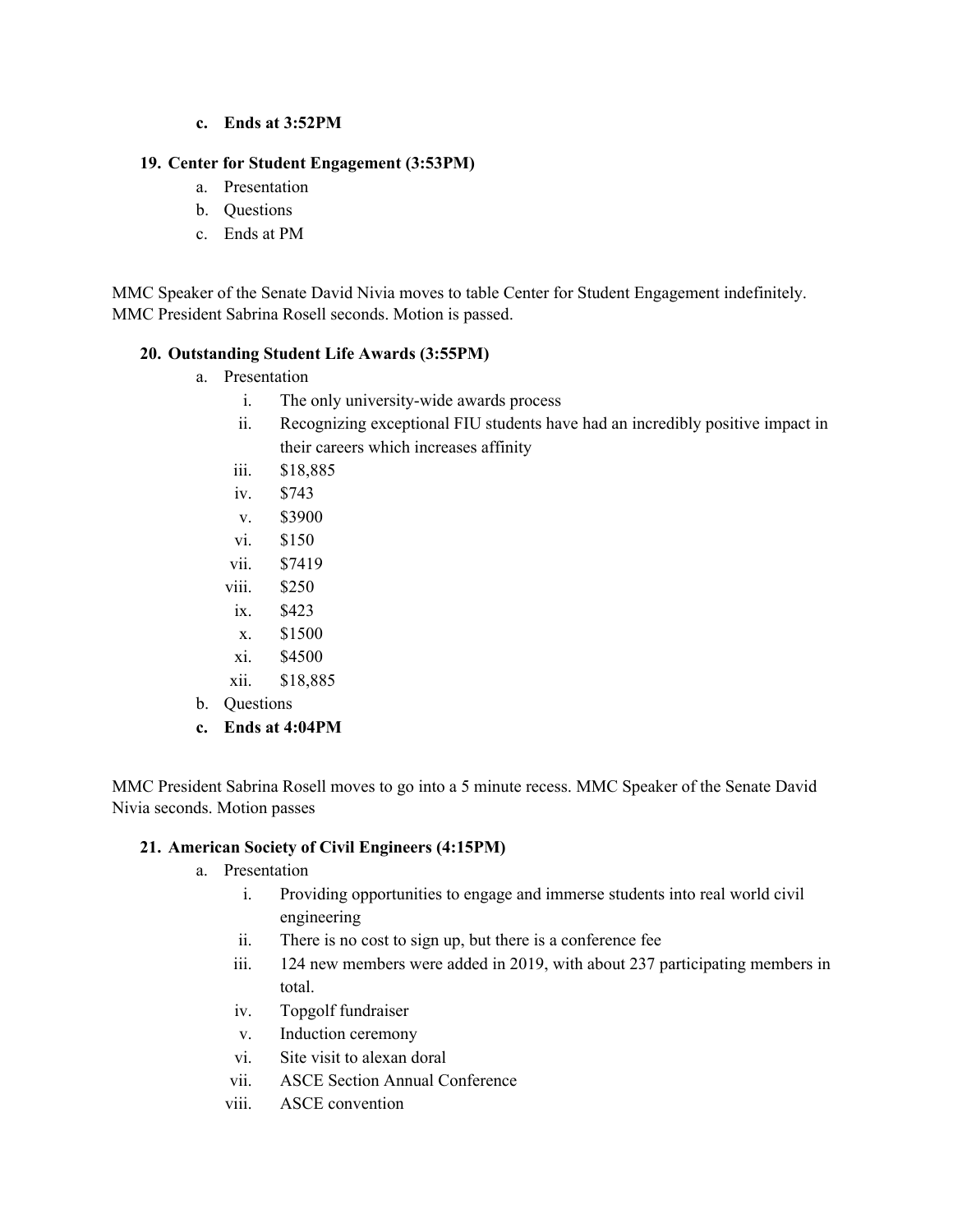c. **Ends at 3:52PM**

19. **Center for Student Engagement (3:53PM)**
    a. Presentation
    b. Questions
    c. Ends at PM

MMC Speaker of the Senate David Nivia moves to table Center for Student Engagement indefinitely. MMC President Sabrina Rosell seconds. Motion is passed.

20. **Outstanding Student Life Awards (3:55PM)**
    a. Presentation
        i. The only university-wide awards process
        ii. Recognizing exceptional FIU students have had an incredibly positive impact in their careers which increases affinity
        iii. $18,885
        iv. $743
        v. $3900
        vi. $150
        vii. $7419
        viii. $250
        ix. $423
        x. $1500
        xi. $4500
        xii. $18,885
    b. Questions
    c. **Ends at 4:04PM**

MMC President Sabrina Rosell moves to go into a 5 minute recess. MMC Speaker of the Senate David Nivia seconds. Motion passes

21. **American Society of Civil Engineers (4:15PM)**
    a. Presentation
        i. Providing opportunities to engage and immerse students into real world civil engineering
        ii. There is no cost to sign up, but there is a conference fee
        iii. 124 new members were added in 2019, with about 237 participating members in total.
        iv. Topgolf fundraiser
        v. Induction ceremony
        vi. Site visit to alexan doral
        vii. ASCE Section Annual Conference
        viii. ASCE convention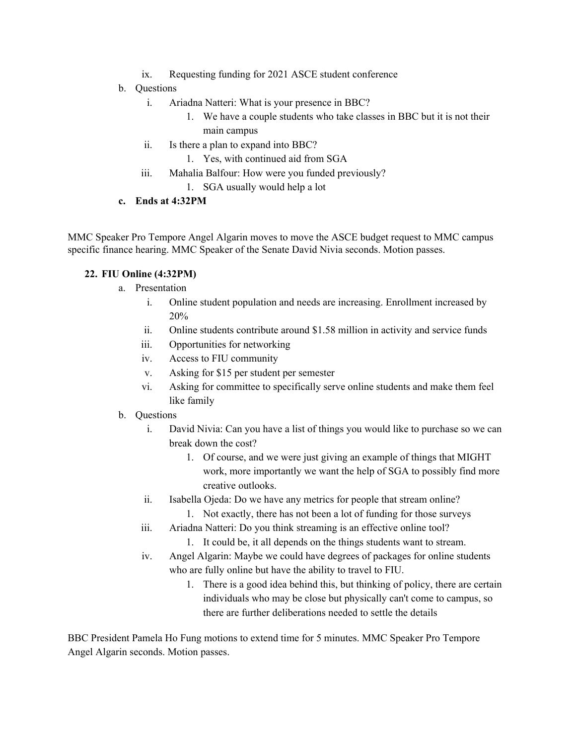ix. Requesting funding for 2021 ASCE student conference

b. Questions
   i. Ariadna Natteri: What is your presence in BBC?
      1. We have a couple students who take classes in BBC but it is not their main campus
   ii. Is there a plan to expand into BBC?
      1. Yes, with continued aid from SGA
   iii. Mahalia Balfour: How were you funded previously?
      1. SGA usually would help a lot

c. **Ends at 4:32PM**

MMC Speaker Pro Tempore Angel Algarin moves to move the ASCE budget request to MMC campus specific finance hearing. MMC Speaker of the Senate David Nivia seconds. Motion passes.

**22. FIU Online (4:32PM)**

a. Presentation
   i. Online student population and needs are increasing. Enrollment increased by 20%
   ii. Online students contribute around $1.58 million in activity and service funds
   iii. Opportunities for networking
   iv. Access to FIU community
   v. Asking for $15 per student per semester
   vi. Asking for committee to specifically serve online students and make them feel like family

b. Questions
   i. David Nivia: Can you have a list of things you would like to purchase so we can break down the cost?
      1. Of course, and we were just giving an example of things that MIGHT work, more importantly we want the help of SGA to possibly find more creative outlooks.
   ii. Isabella Ojeda: Do we have any metrics for people that stream online?
      1. Not exactly, there has not been a lot of funding for those surveys
   iii. Ariadna Natteri: Do you think streaming is an effective online tool?
      1. It could be, it all depends on the things students want to stream.
   iv. Angel Algarin: Maybe we could have degrees of packages for online students who are fully online but have the ability to travel to FIU.
      1. There is a good idea behind this, but thinking of policy, there are certain individuals who may be close but physically can't come to campus, so there are further deliberations needed to settle the details

BBC President Pamela Ho Fung motions to extend time for 5 minutes. MMC Speaker Pro Tempore Angel Algarin seconds. Motion passes.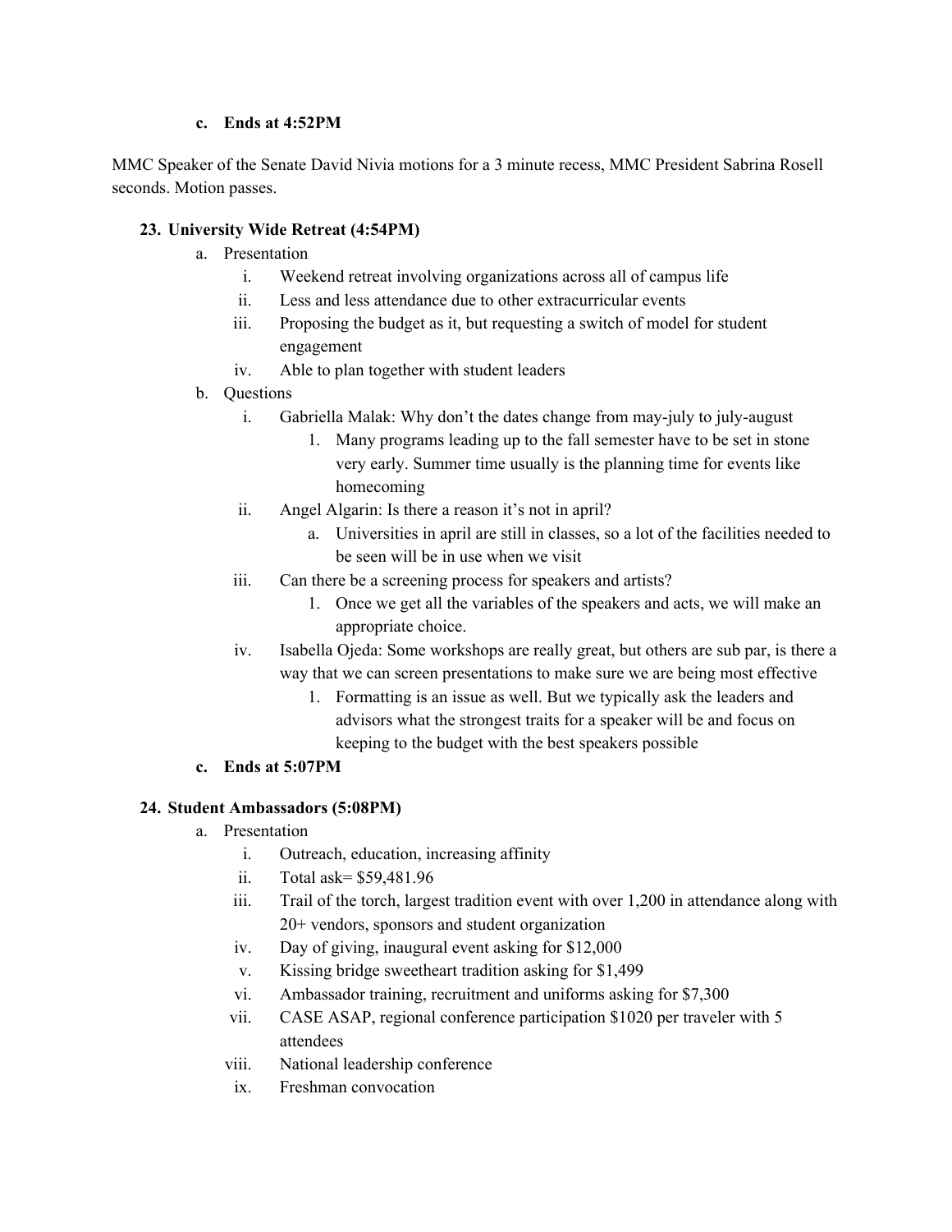c. **Ends at 4:52PM**

MMC Speaker of the Senate David Nivia motions for a 3 minute recess, MMC President Sabrina Rosell seconds. Motion passes.

23. **University Wide Retreat (4:54PM)**
   a. Presentation
      i. Weekend retreat involving organizations across all of campus life
      ii. Less and less attendance due to other extracurricular events
      iii. Proposing the budget as it, but requesting a switch of model for student engagement
      iv. Able to plan together with student leaders
   b. Questions
      i. Gabriella Malak: Why don't the dates change from may-july to july-august
         1. Many programs leading up to the fall semester have to be set in stone very early. Summer time usually is the planning time for events like homecoming
      ii. Angel Algarin: Is there a reason it's not in april?
         a. Universities in april are still in classes, so a lot of the facilities needed to be seen will be in use when we visit
      iii. Can there be a screening process for speakers and artists?
         1. Once we get all the variables of the speakers and acts, we will make an appropriate choice.
      iv. Isabella Ojeda: Some workshops are really great, but others are sub par, is there a way that we can screen presentations to make sure we are being most effective
         1. Formatting is an issue as well. But we typically ask the leaders and advisors what the strongest traits for a speaker will be and focus on keeping to the budget with the best speakers possible
   c. **Ends at 5:07PM**

24. **Student Ambassadors (5:08PM)**
   a. Presentation
      i. Outreach, education, increasing affinity
      ii. Total ask= $59,481.96
      iii. Trail of the torch, largest tradition event with over 1,200 in attendance along with 20+ vendors, sponsors and student organization
      iv. Day of giving, inaugural event asking for $12,000
      v. Kissing bridge sweetheart tradition asking for $1,499
      vi. Ambassador training, recruitment and uniforms asking for $7,300
      vii. CASE ASAP, regional conference participation $1020 per traveler with 5 attendees
      viii. National leadership conference
      ix. Freshman convocation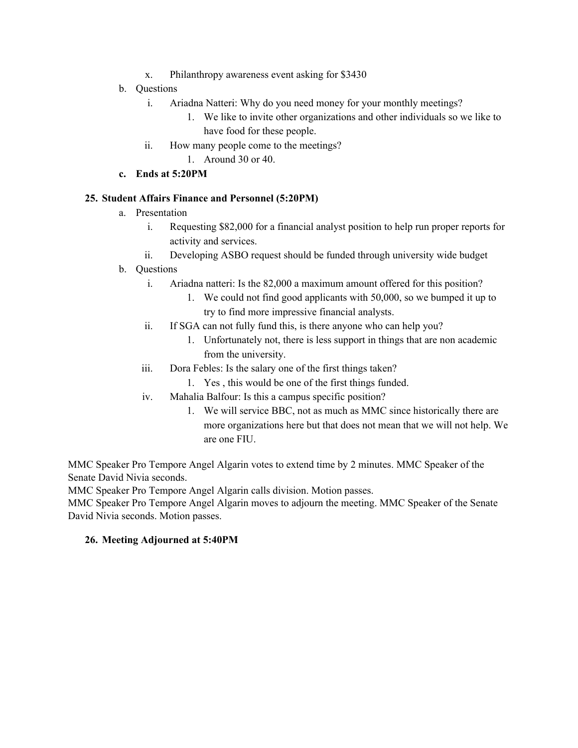x. Philanthropy awareness event asking for $3430

b. Questions

   i. Ariadna Natteri: Why do you need money for your monthly meetings?

      1. We like to invite other organizations and other individuals so we like to have food for these people.

   ii. How many people come to the meetings?

      1. Around 30 or 40.

**c. Ends at 5:20PM**

**25. Student Affairs Finance and Personnel (5:20PM)**

a. Presentation

   i. Requesting $82,000 for a financial analyst position to help run proper reports for activity and services.

   ii. Developing ASBO request should be funded through university wide budget

b. Questions

   i. Ariadna natteri: Is the 82,000 a maximum amount offered for this position?

      1. We could not find good applicants with 50,000, so we bumped it up to try to find more impressive financial analysts.

   ii. If SGA can not fully fund this, is there anyone who can help you?

      1. Unfortunately not, there is less support in things that are non academic from the university.

   iii. Dora Febles: Is the salary one of the first things taken?

      1. Yes , this would be one of the first things funded.

   iv. Mahalia Balfour: Is this a campus specific position?

      1. We will service BBC, not as much as MMC since historically there are more organizations here but that does not mean that we will not help. We are one FIU.

MMC Speaker Pro Tempore Angel Algarin votes to extend time by 2 minutes. MMC Speaker of the Senate David Nivia seconds.

MMC Speaker Pro Tempore Angel Algarin calls division. Motion passes.

MMC Speaker Pro Tempore Angel Algarin moves to adjourn the meeting. MMC Speaker of the Senate David Nivia seconds. Motion passes.

**26. Meeting Adjourned at 5:40PM**